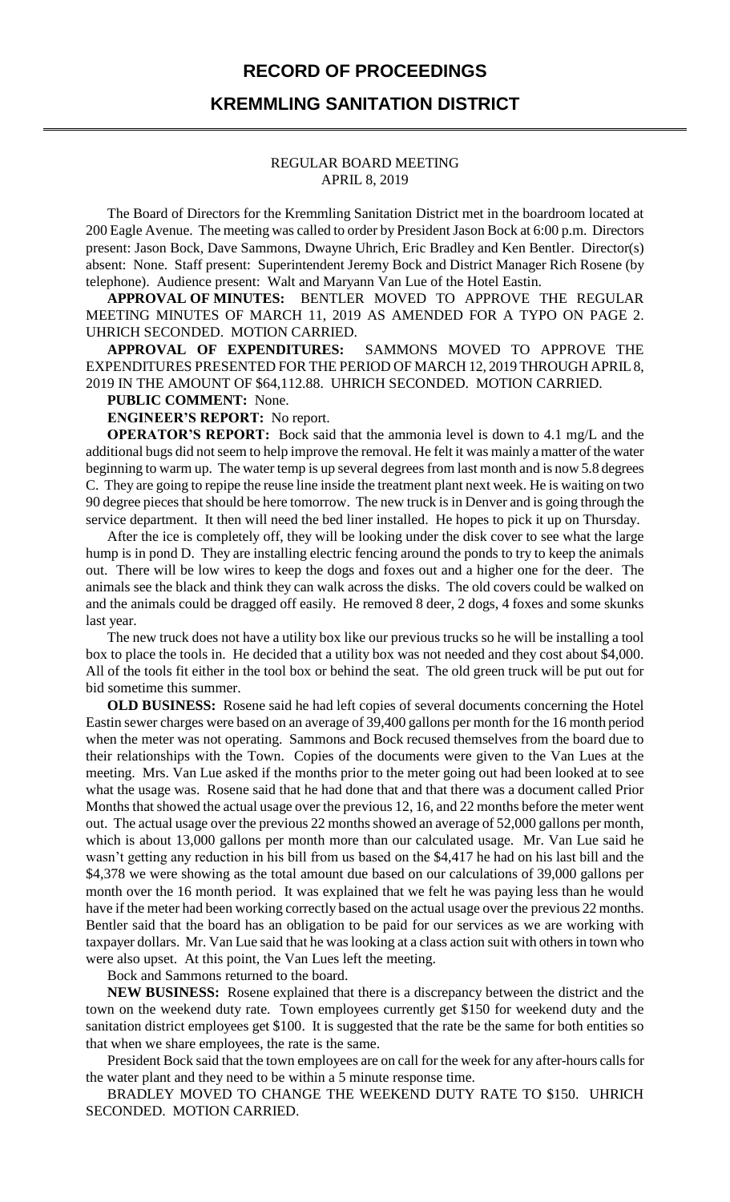# RECORD OF PROCEEDINGS

## KREMMLING SANITATION DISTRICT

REGULAR BOARD MEETING
APRIL 8, 2019

The Board of Directors for the Kremmling Sanitation District met in the boardroom located at 200 Eagle Avenue. The meeting was called to order by President Jason Bock at 6:00 p.m. Directors present: Jason Bock, Dave Sammons, Dwayne Uhrich, Eric Bradley and Ken Bentler. Director(s) absent: None. Staff present: Superintendent Jeremy Bock and District Manager Rich Rosene (by telephone). Audience present: Walt and Maryann Van Lue of the Hotel Eastin.

**APPROVAL OF MINUTES:** BENTLER MOVED TO APPROVE THE REGULAR MEETING MINUTES OF MARCH 11, 2019 AS AMENDED FOR A TYPO ON PAGE 2. UHRICH SECONDED. MOTION CARRIED.

**APPROVAL OF EXPENDITURES:** SAMMONS MOVED TO APPROVE THE EXPENDITURES PRESENTED FOR THE PERIOD OF MARCH 12, 2019 THROUGH APRIL 8, 2019 IN THE AMOUNT OF $64,112.88. UHRICH SECONDED. MOTION CARRIED.

**PUBLIC COMMENT:** None.

**ENGINEER'S REPORT:** No report.

**OPERATOR'S REPORT:** Bock said that the ammonia level is down to 4.1 mg/L and the additional bugs did not seem to help improve the removal. He felt it was mainly a matter of the water beginning to warm up. The water temp is up several degrees from last month and is now 5.8 degrees C. They are going to repipe the reuse line inside the treatment plant next week. He is waiting on two 90 degree pieces that should be here tomorrow. The new truck is in Denver and is going through the service department. It then will need the bed liner installed. He hopes to pick it up on Thursday.

After the ice is completely off, they will be looking under the disk cover to see what the large hump is in pond D. They are installing electric fencing around the ponds to try to keep the animals out. There will be low wires to keep the dogs and foxes out and a higher one for the deer. The animals see the black and think they can walk across the disks. The old covers could be walked on and the animals could be dragged off easily. He removed 8 deer, 2 dogs, 4 foxes and some skunks last year.

The new truck does not have a utility box like our previous trucks so he will be installing a tool box to place the tools in. He decided that a utility box was not needed and they cost about $4,000. All of the tools fit either in the tool box or behind the seat. The old green truck will be put out for bid sometime this summer.

**OLD BUSINESS:** Rosene said he had left copies of several documents concerning the Hotel Eastin sewer charges were based on an average of 39,400 gallons per month for the 16 month period when the meter was not operating. Sammons and Bock recused themselves from the board due to their relationships with the Town. Copies of the documents were given to the Van Lues at the meeting. Mrs. Van Lue asked if the months prior to the meter going out had been looked at to see what the usage was. Rosene said that he had done that and that there was a document called Prior Months that showed the actual usage over the previous 12, 16, and 22 months before the meter went out. The actual usage over the previous 22 months showed an average of 52,000 gallons per month, which is about 13,000 gallons per month more than our calculated usage. Mr. Van Lue said he wasn't getting any reduction in his bill from us based on the $4,417 he had on his last bill and the $4,378 we were showing as the total amount due based on our calculations of 39,000 gallons per month over the 16 month period. It was explained that we felt he was paying less than he would have if the meter had been working correctly based on the actual usage over the previous 22 months. Bentler said that the board has an obligation to be paid for our services as we are working with taxpayer dollars. Mr. Van Lue said that he was looking at a class action suit with others in town who were also upset. At this point, the Van Lues left the meeting.

Bock and Sammons returned to the board.

**NEW BUSINESS:** Rosene explained that there is a discrepancy between the district and the town on the weekend duty rate. Town employees currently get $150 for weekend duty and the sanitation district employees get $100. It is suggested that the rate be the same for both entities so that when we share employees, the rate is the same.

President Bock said that the town employees are on call for the week for any after-hours calls for the water plant and they need to be within a 5 minute response time.

BRADLEY MOVED TO CHANGE THE WEEKEND DUTY RATE TO $150. UHRICH SECONDED. MOTION CARRIED.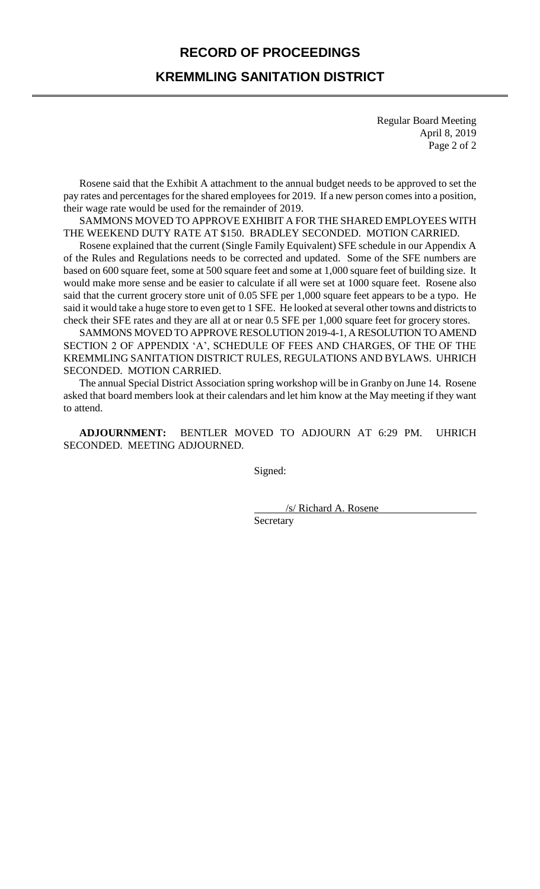Rosene said that the Exhibit A attachment to the annual budget needs to be approved to set the pay rates and percentages for the shared employees for 2019. If a new person comes into a position, their wage rate would be used for the remainder of 2019.

SAMMONS MOVED TO APPROVE EXHIBIT A FOR THE SHARED EMPLOYEES WITH THE WEEKEND DUTY RATE AT $150. BRADLEY SECONDED. MOTION CARRIED.

Rosene explained that the current (Single Family Equivalent) SFE schedule in our Appendix A of the Rules and Regulations needs to be corrected and updated. Some of the SFE numbers are based on 600 square feet, some at 500 square feet and some at 1,000 square feet of building size. It would make more sense and be easier to calculate if all were set at 1000 square feet. Rosene also said that the current grocery store unit of 0.05 SFE per 1,000 square feet appears to be a typo. He said it would take a huge store to even get to 1 SFE. He looked at several other towns and districts to check their SFE rates and they are all at or near 0.5 SFE per 1,000 square feet for grocery stores.

SAMMONS MOVED TO APPROVE RESOLUTION 2019-4-1, A RESOLUTION TO AMEND SECTION 2 OF APPENDIX 'A', SCHEDULE OF FEES AND CHARGES, OF THE OF THE KREMMLING SANITATION DISTRICT RULES, REGULATIONS AND BYLAWS. UHRICH SECONDED. MOTION CARRIED.

The annual Special District Association spring workshop will be in Granby on June 14. Rosene asked that board members look at their calendars and let him know at the May meeting if they want to attend.

**ADJOURNMENT:** BENTLER MOVED TO ADJOURN AT 6:29 PM. UHRICH SECONDED. MEETING ADJOURNED.

Signed:

/s/ Richard A. Rosene

Secretary